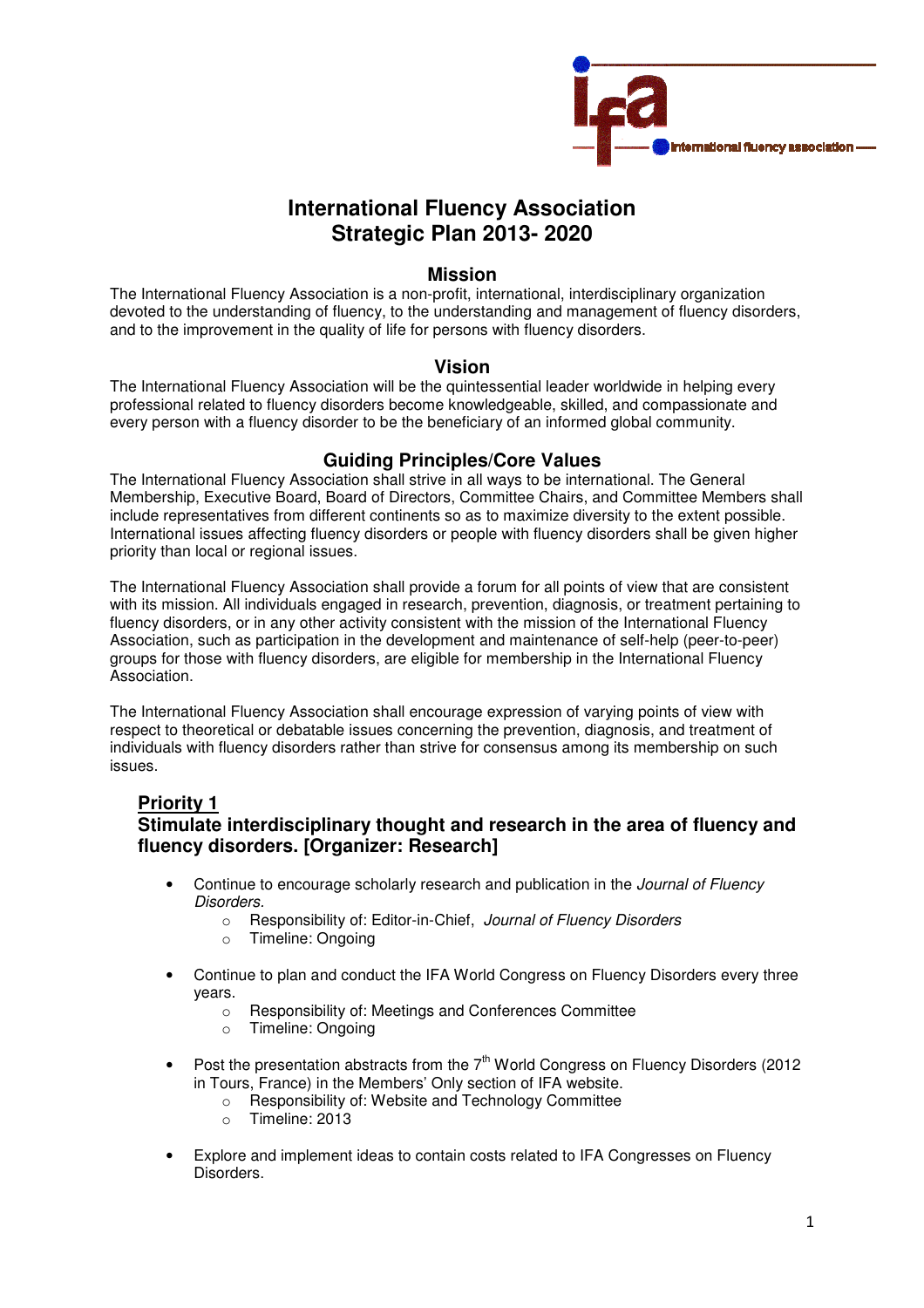# International Fluency Association
# Strategic Plan 2013- 2020

## Mission

The International Fluency Association is a non-profit, international, interdisciplinary organization devoted to the understanding of fluency, to the understanding and management of fluency disorders, and to the improvement in the quality of life for persons with fluency disorders.

## Vision

The International Fluency Association will be the quintessential leader worldwide in helping every professional related to fluency disorders become knowledgeable, skilled, and compassionate and every person with a fluency disorder to be the beneficiary of an informed global community.

## Guiding Principles/Core Values

The International Fluency Association shall strive in all ways to be international. The General Membership, Executive Board, Board of Directors, Committee Chairs, and Committee Members shall include representatives from different continents so as to maximize diversity to the extent possible. International issues affecting fluency disorders or people with fluency disorders shall be given higher priority than local or regional issues.

The International Fluency Association shall provide a forum for all points of view that are consistent with its mission. All individuals engaged in research, prevention, diagnosis, or treatment pertaining to fluency disorders, or in any other activity consistent with the mission of the International Fluency Association, such as participation in the development and maintenance of self-help (peer-to-peer) groups for those with fluency disorders, are eligible for membership in the International Fluency Association.

The International Fluency Association shall encourage expression of varying points of view with respect to theoretical or debatable issues concerning the prevention, diagnosis, and treatment of individuals with fluency disorders rather than strive for consensus among its membership on such issues.

### Priority 1

### Stimulate interdisciplinary thought and research in the area of fluency and fluency disorders. [Organizer: Research]

- Continue to encourage scholarly research and publication in the *Journal of Fluency Disorders.*
  - Responsibility of: Editor-in-Chief, *Journal of Fluency Disorders*
  - Timeline: Ongoing

- Continue to plan and conduct the IFA World Congress on Fluency Disorders every three years.
  - Responsibility of: Meetings and Conferences Committee
  - Timeline: Ongoing

- Post the presentation abstracts from the 7th World Congress on Fluency Disorders (2012 in Tours, France) in the Members' Only section of IFA website.
  - Responsibility of: Website and Technology Committee
  - Timeline: 2013

- Explore and implement ideas to contain costs related to IFA Congresses on Fluency Disorders.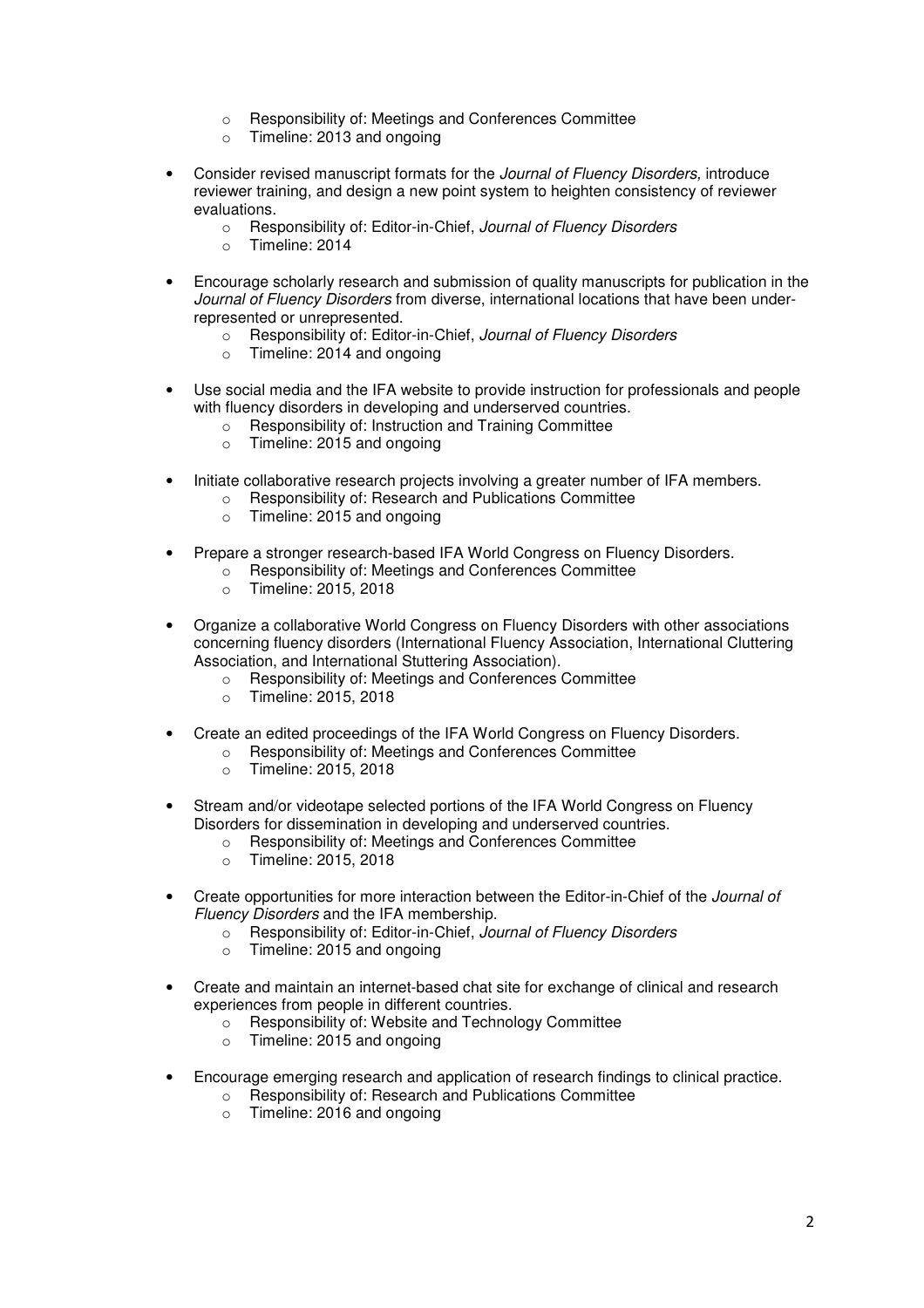- Responsibility of: Meetings and Conferences Committee
    - Timeline: 2013 and ongoing

- Consider revised manuscript formats for the *Journal of Fluency Disorders,* introduce reviewer training, and design a new point system to heighten consistency of reviewer evaluations.
    - Responsibility of: Editor-in-Chief, *Journal of Fluency Disorders*
    - Timeline: 2014

- Encourage scholarly research and submission of quality manuscripts for publication in the *Journal of Fluency Disorders* from diverse, international locations that have been under-represented or unrepresented.
    - Responsibility of: Editor-in-Chief, *Journal of Fluency Disorders*
    - Timeline: 2014 and ongoing

- Use social media and the IFA website to provide instruction for professionals and people with fluency disorders in developing and underserved countries.
    - Responsibility of: Instruction and Training Committee
    - Timeline: 2015 and ongoing

- Initiate collaborative research projects involving a greater number of IFA members.
    - Responsibility of: Research and Publications Committee
    - Timeline: 2015 and ongoing

- Prepare a stronger research-based IFA World Congress on Fluency Disorders.
    - Responsibility of: Meetings and Conferences Committee
    - Timeline: 2015, 2018

- Organize a collaborative World Congress on Fluency Disorders with other associations concerning fluency disorders (International Fluency Association, International Cluttering Association, and International Stuttering Association).
    - Responsibility of: Meetings and Conferences Committee
    - Timeline: 2015, 2018

- Create an edited proceedings of the IFA World Congress on Fluency Disorders.
    - Responsibility of: Meetings and Conferences Committee
    - Timeline: 2015, 2018

- Stream and/or videotape selected portions of the IFA World Congress on Fluency Disorders for dissemination in developing and underserved countries.
    - Responsibility of: Meetings and Conferences Committee
    - Timeline: 2015, 2018

- Create opportunities for more interaction between the Editor-in-Chief of the *Journal of Fluency Disorders* and the IFA membership.
    - Responsibility of: Editor-in-Chief, *Journal of Fluency Disorders*
    - Timeline: 2015 and ongoing

- Create and maintain an internet-based chat site for exchange of clinical and research experiences from people in different countries.
    - Responsibility of: Website and Technology Committee
    - Timeline: 2015 and ongoing

- Encourage emerging research and application of research findings to clinical practice.
    - Responsibility of: Research and Publications Committee
    - Timeline: 2016 and ongoing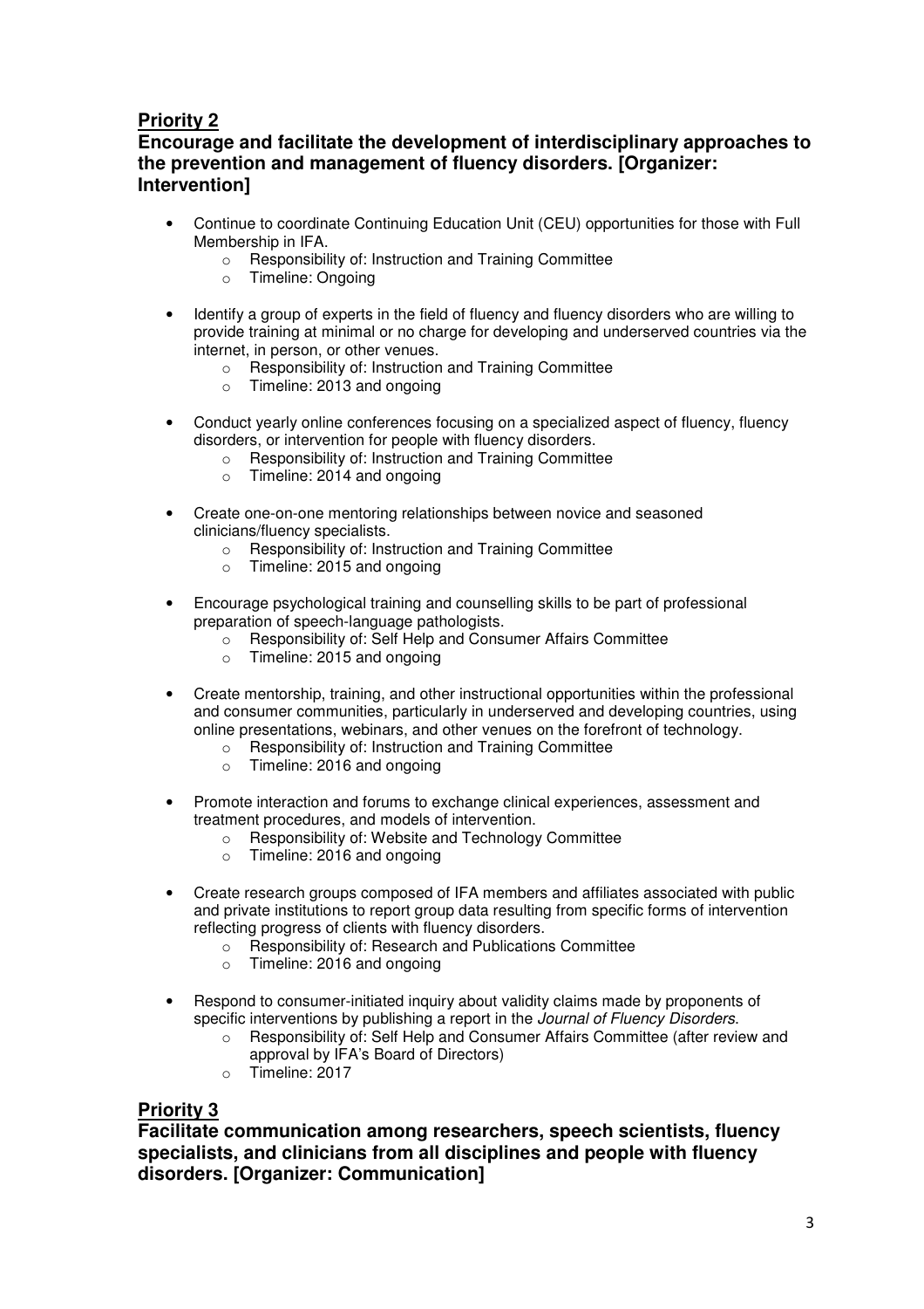## Priority 2

### Encourage and facilitate the development of interdisciplinary approaches to the prevention and management of fluency disorders. [Organizer: Intervention]

- Continue to coordinate Continuing Education Unit (CEU) opportunities for those with Full Membership in IFA.
  - Responsibility of: Instruction and Training Committee
  - Timeline: Ongoing

- Identify a group of experts in the field of fluency and fluency disorders who are willing to provide training at minimal or no charge for developing and underserved countries via the internet, in person, or other venues.
  - Responsibility of: Instruction and Training Committee
  - Timeline: 2013 and ongoing

- Conduct yearly online conferences focusing on a specialized aspect of fluency, fluency disorders, or intervention for people with fluency disorders.
  - Responsibility of: Instruction and Training Committee
  - Timeline: 2014 and ongoing

- Create one-on-one mentoring relationships between novice and seasoned clinicians/fluency specialists.
  - Responsibility of: Instruction and Training Committee
  - Timeline: 2015 and ongoing

- Encourage psychological training and counselling skills to be part of professional preparation of speech-language pathologists.
  - Responsibility of: Self Help and Consumer Affairs Committee
  - Timeline: 2015 and ongoing

- Create mentorship, training, and other instructional opportunities within the professional and consumer communities, particularly in underserved and developing countries, using online presentations, webinars, and other venues on the forefront of technology.
  - Responsibility of: Instruction and Training Committee
  - Timeline: 2016 and ongoing

- Promote interaction and forums to exchange clinical experiences, assessment and treatment procedures, and models of intervention.
  - Responsibility of: Website and Technology Committee
  - Timeline: 2016 and ongoing

- Create research groups composed of IFA members and affiliates associated with public and private institutions to report group data resulting from specific forms of intervention reflecting progress of clients with fluency disorders.
  - Responsibility of: Research and Publications Committee
  - Timeline: 2016 and ongoing

- Respond to consumer-initiated inquiry about validity claims made by proponents of specific interventions by publishing a report in the *Journal of Fluency Disorders*.
  - Responsibility of: Self Help and Consumer Affairs Committee (after review and approval by IFA's Board of Directors)
  - Timeline: 2017

## Priority 3

### Facilitate communication among researchers, speech scientists, fluency specialists, and clinicians from all disciplines and people with fluency disorders. [Organizer: Communication]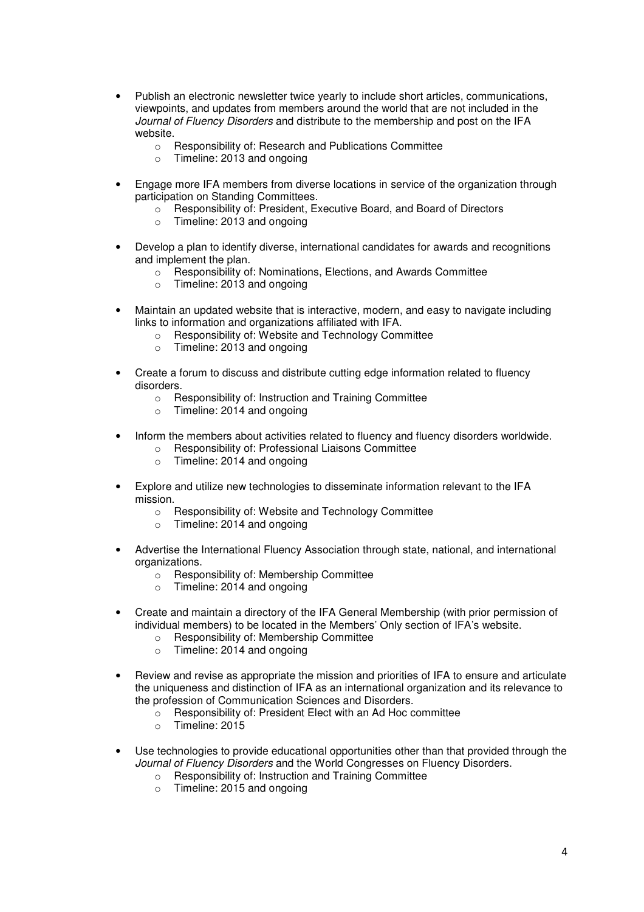- Publish an electronic newsletter twice yearly to include short articles, communications, viewpoints, and updates from members around the world that are not included in the *Journal of Fluency Disorders* and distribute to the membership and post on the IFA website.
    - Responsibility of: Research and Publications Committee
    - Timeline: 2013 and ongoing

- Engage more IFA members from diverse locations in service of the organization through participation on Standing Committees.
    - Responsibility of: President, Executive Board, and Board of Directors
    - Timeline: 2013 and ongoing

- Develop a plan to identify diverse, international candidates for awards and recognitions and implement the plan.
    - Responsibility of: Nominations, Elections, and Awards Committee
    - Timeline: 2013 and ongoing

- Maintain an updated website that is interactive, modern, and easy to navigate including links to information and organizations affiliated with IFA.
    - Responsibility of: Website and Technology Committee
    - Timeline: 2013 and ongoing

- Create a forum to discuss and distribute cutting edge information related to fluency disorders.
    - Responsibility of: Instruction and Training Committee
    - Timeline: 2014 and ongoing

- Inform the members about activities related to fluency and fluency disorders worldwide.
    - Responsibility of: Professional Liaisons Committee
    - Timeline: 2014 and ongoing

- Explore and utilize new technologies to disseminate information relevant to the IFA mission.
    - Responsibility of: Website and Technology Committee
    - Timeline: 2014 and ongoing

- Advertise the International Fluency Association through state, national, and international organizations.
    - Responsibility of: Membership Committee
    - Timeline: 2014 and ongoing

- Create and maintain a directory of the IFA General Membership (with prior permission of individual members) to be located in the Members' Only section of IFA's website.
    - Responsibility of: Membership Committee
    - Timeline: 2014 and ongoing

- Review and revise as appropriate the mission and priorities of IFA to ensure and articulate the uniqueness and distinction of IFA as an international organization and its relevance to the profession of Communication Sciences and Disorders.
    - Responsibility of: President Elect with an Ad Hoc committee
    - Timeline: 2015

- Use technologies to provide educational opportunities other than that provided through the *Journal of Fluency Disorders* and the World Congresses on Fluency Disorders.
    - Responsibility of: Instruction and Training Committee
    - Timeline: 2015 and ongoing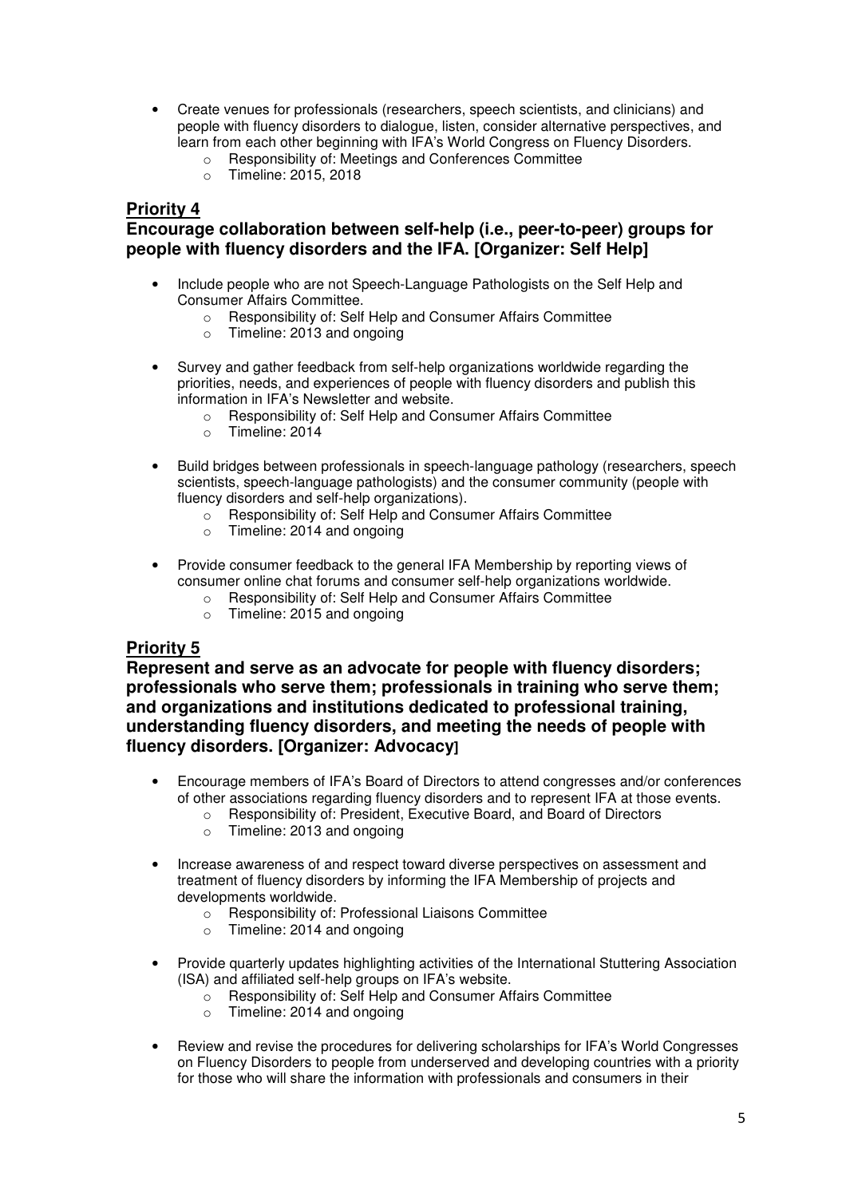- Create venues for professionals (researchers, speech scientists, and clinicians) and people with fluency disorders to dialogue, listen, consider alternative perspectives, and learn from each other beginning with IFA's World Congress on Fluency Disorders.
    - Responsibility of: Meetings and Conferences Committee
    - Timeline: 2015, 2018

## Priority 4

**Encourage collaboration between self-help (i.e., peer-to-peer) groups for people with fluency disorders and the IFA. [Organizer: Self Help]**

- Include people who are not Speech-Language Pathologists on the Self Help and Consumer Affairs Committee.
    - Responsibility of: Self Help and Consumer Affairs Committee
    - Timeline: 2013 and ongoing

- Survey and gather feedback from self-help organizations worldwide regarding the priorities, needs, and experiences of people with fluency disorders and publish this information in IFA's Newsletter and website.
    - Responsibility of: Self Help and Consumer Affairs Committee
    - Timeline: 2014

- Build bridges between professionals in speech-language pathology (researchers, speech scientists, speech-language pathologists) and the consumer community (people with fluency disorders and self-help organizations).
    - Responsibility of: Self Help and Consumer Affairs Committee
    - Timeline: 2014 and ongoing

- Provide consumer feedback to the general IFA Membership by reporting views of consumer online chat forums and consumer self-help organizations worldwide.
    - Responsibility of: Self Help and Consumer Affairs Committee
    - Timeline: 2015 and ongoing

## Priority 5

**Represent and serve as an advocate for people with fluency disorders; professionals who serve them; professionals in training who serve them; and organizations and institutions dedicated to professional training, understanding fluency disorders, and meeting the needs of people with fluency disorders. [Organizer: Advocacy]**

- Encourage members of IFA's Board of Directors to attend congresses and/or conferences of other associations regarding fluency disorders and to represent IFA at those events.
    - Responsibility of: President, Executive Board, and Board of Directors
    - Timeline: 2013 and ongoing

- Increase awareness of and respect toward diverse perspectives on assessment and treatment of fluency disorders by informing the IFA Membership of projects and developments worldwide.
    - Responsibility of: Professional Liaisons Committee
    - Timeline: 2014 and ongoing

- Provide quarterly updates highlighting activities of the International Stuttering Association (ISA) and affiliated self-help groups on IFA's website.
    - Responsibility of: Self Help and Consumer Affairs Committee
    - Timeline: 2014 and ongoing

- Review and revise the procedures for delivering scholarships for IFA's World Congresses on Fluency Disorders to people from underserved and developing countries with a priority for those who will share the information with professionals and consumers in their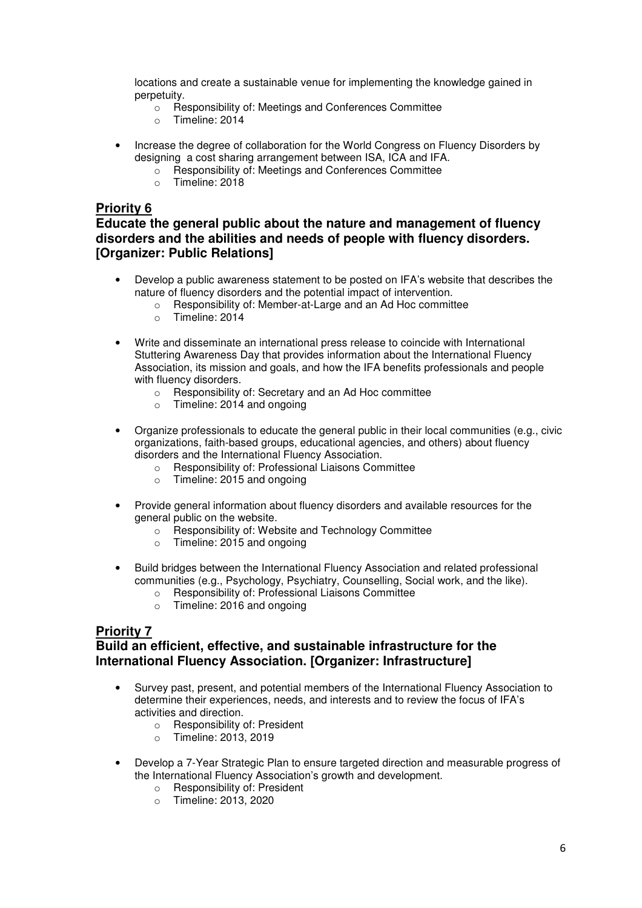locations and create a sustainable venue for implementing the knowledge gained in perpetuity.
  - Responsibility of: Meetings and Conferences Committee
  - Timeline: 2014

- Increase the degree of collaboration for the World Congress on Fluency Disorders by designing a cost sharing arrangement between ISA, ICA and IFA.
  - Responsibility of: Meetings and Conferences Committee
  - Timeline: 2018

## Priority 6

### Educate the general public about the nature and management of fluency disorders and the abilities and needs of people with fluency disorders. [Organizer: Public Relations]

- Develop a public awareness statement to be posted on IFA's website that describes the nature of fluency disorders and the potential impact of intervention.
  - Responsibility of: Member-at-Large and an Ad Hoc committee
  - Timeline: 2014

- Write and disseminate an international press release to coincide with International Stuttering Awareness Day that provides information about the International Fluency Association, its mission and goals, and how the IFA benefits professionals and people with fluency disorders.
  - Responsibility of: Secretary and an Ad Hoc committee
  - Timeline: 2014 and ongoing

- Organize professionals to educate the general public in their local communities (e.g., civic organizations, faith-based groups, educational agencies, and others) about fluency disorders and the International Fluency Association.
  - Responsibility of: Professional Liaisons Committee
  - Timeline: 2015 and ongoing

- Provide general information about fluency disorders and available resources for the general public on the website.
  - Responsibility of: Website and Technology Committee
  - Timeline: 2015 and ongoing

- Build bridges between the International Fluency Association and related professional communities (e.g., Psychology, Psychiatry, Counselling, Social work, and the like).
  - Responsibility of: Professional Liaisons Committee
  - Timeline: 2016 and ongoing

## Priority 7

### Build an efficient, effective, and sustainable infrastructure for the International Fluency Association. [Organizer: Infrastructure]

- Survey past, present, and potential members of the International Fluency Association to determine their experiences, needs, and interests and to review the focus of IFA's activities and direction.
  - Responsibility of: President
  - Timeline: 2013, 2019

- Develop a 7-Year Strategic Plan to ensure targeted direction and measurable progress of the International Fluency Association's growth and development.
  - Responsibility of: President
  - Timeline: 2013, 2020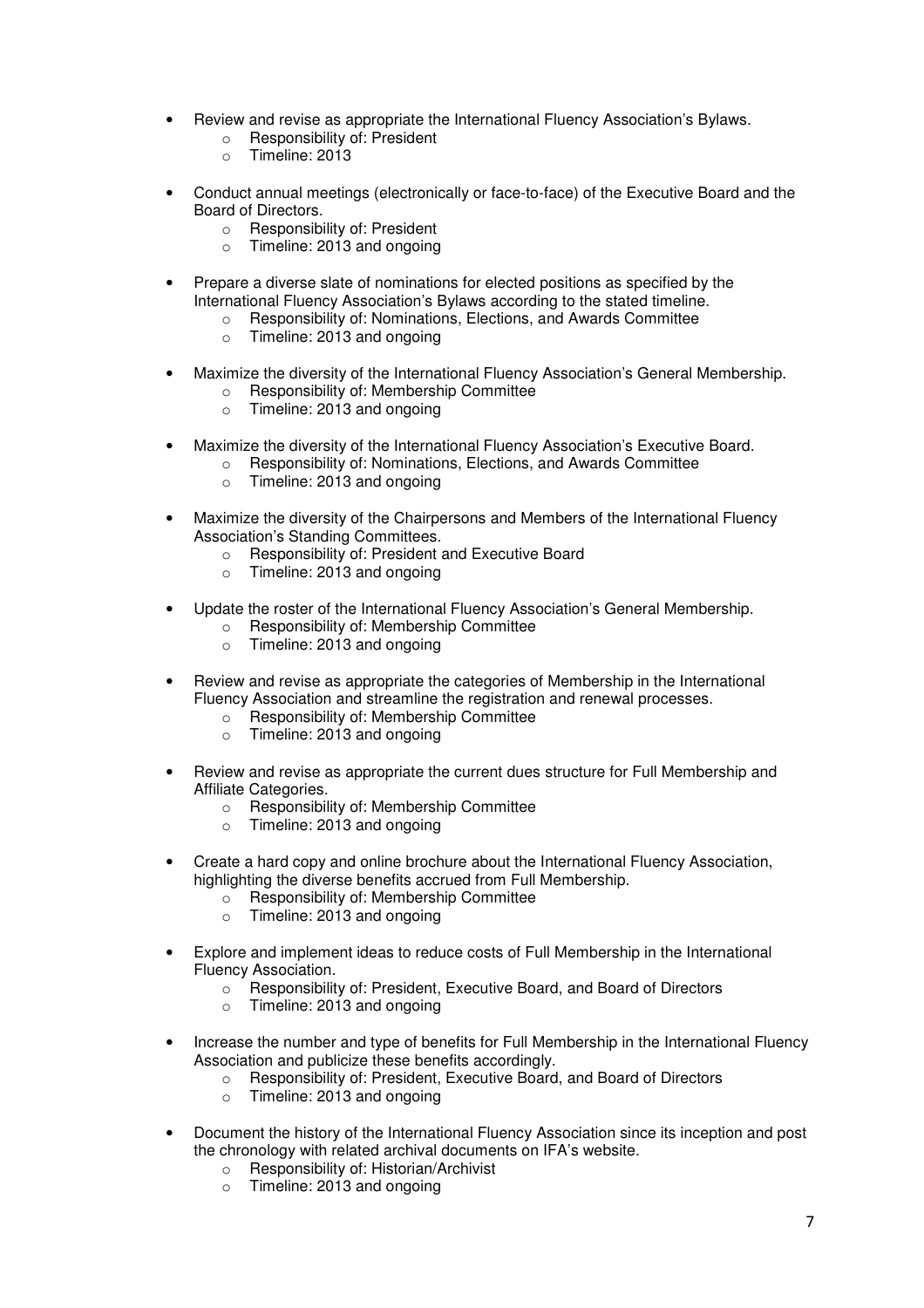- Review and revise as appropriate the International Fluency Association's Bylaws.
  - Responsibility of: President
  - Timeline: 2013

- Conduct annual meetings (electronically or face-to-face) of the Executive Board and the Board of Directors.
  - Responsibility of: President
  - Timeline: 2013 and ongoing

- Prepare a diverse slate of nominations for elected positions as specified by the International Fluency Association's Bylaws according to the stated timeline.
  - Responsibility of: Nominations, Elections, and Awards Committee
  - Timeline: 2013 and ongoing

- Maximize the diversity of the International Fluency Association's General Membership.
  - Responsibility of: Membership Committee
  - Timeline: 2013 and ongoing

- Maximize the diversity of the International Fluency Association's Executive Board.
  - Responsibility of: Nominations, Elections, and Awards Committee
  - Timeline: 2013 and ongoing

- Maximize the diversity of the Chairpersons and Members of the International Fluency Association's Standing Committees.
  - Responsibility of: President and Executive Board
  - Timeline: 2013 and ongoing

- Update the roster of the International Fluency Association's General Membership.
  - Responsibility of: Membership Committee
  - Timeline: 2013 and ongoing

- Review and revise as appropriate the categories of Membership in the International Fluency Association and streamline the registration and renewal processes.
  - Responsibility of: Membership Committee
  - Timeline: 2013 and ongoing

- Review and revise as appropriate the current dues structure for Full Membership and Affiliate Categories.
  - Responsibility of: Membership Committee
  - Timeline: 2013 and ongoing

- Create a hard copy and online brochure about the International Fluency Association, highlighting the diverse benefits accrued from Full Membership.
  - Responsibility of: Membership Committee
  - Timeline: 2013 and ongoing

- Explore and implement ideas to reduce costs of Full Membership in the International Fluency Association.
  - Responsibility of: President, Executive Board, and Board of Directors
  - Timeline: 2013 and ongoing

- Increase the number and type of benefits for Full Membership in the International Fluency Association and publicize these benefits accordingly.
  - Responsibility of: President, Executive Board, and Board of Directors
  - Timeline: 2013 and ongoing

- Document the history of the International Fluency Association since its inception and post the chronology with related archival documents on IFA's website.
  - Responsibility of: Historian/Archivist
  - Timeline: 2013 and ongoing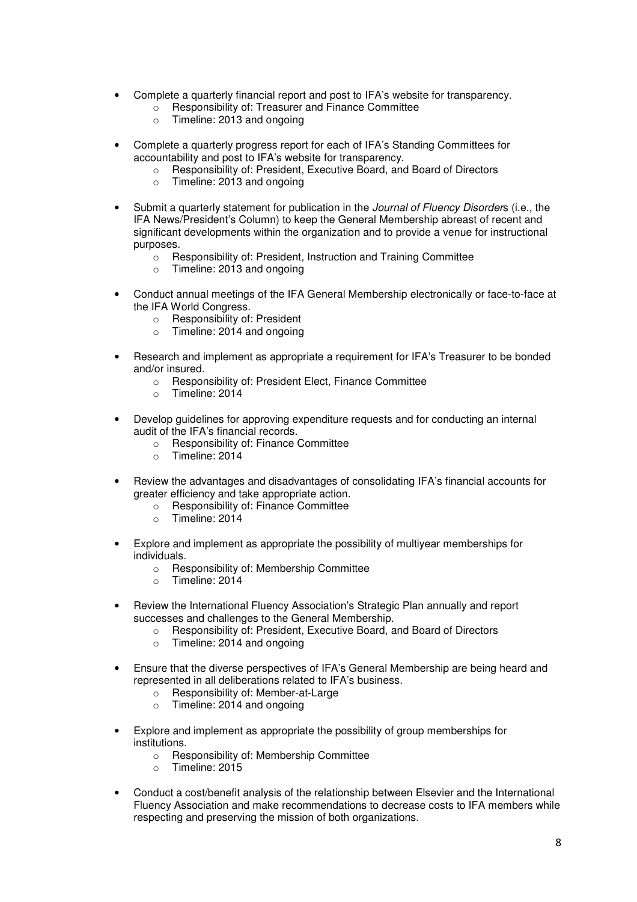- Complete a quarterly financial report and post to IFA's website for transparency.
    - Responsibility of: Treasurer and Finance Committee
    - Timeline: 2013 and ongoing

- Complete a quarterly progress report for each of IFA's Standing Committees for accountability and post to IFA's website for transparency.
    - Responsibility of: President, Executive Board, and Board of Directors
    - Timeline: 2013 and ongoing

- Submit a quarterly statement for publication in the *Journal of Fluency Disorders* (i.e., the IFA News/President's Column) to keep the General Membership abreast of recent and significant developments within the organization and to provide a venue for instructional purposes.
    - Responsibility of: President, Instruction and Training Committee
    - Timeline: 2013 and ongoing

- Conduct annual meetings of the IFA General Membership electronically or face-to-face at the IFA World Congress.
    - Responsibility of: President
    - Timeline: 2014 and ongoing

- Research and implement as appropriate a requirement for IFA's Treasurer to be bonded and/or insured.
    - Responsibility of: President Elect, Finance Committee
    - Timeline: 2014

- Develop guidelines for approving expenditure requests and for conducting an internal audit of the IFA's financial records.
    - Responsibility of: Finance Committee
    - Timeline: 2014

- Review the advantages and disadvantages of consolidating IFA's financial accounts for greater efficiency and take appropriate action.
    - Responsibility of: Finance Committee
    - Timeline: 2014

- Explore and implement as appropriate the possibility of multiyear memberships for individuals.
    - Responsibility of: Membership Committee
    - Timeline: 2014

- Review the International Fluency Association's Strategic Plan annually and report successes and challenges to the General Membership.
    - Responsibility of: President, Executive Board, and Board of Directors
    - Timeline: 2014 and ongoing

- Ensure that the diverse perspectives of IFA's General Membership are being heard and represented in all deliberations related to IFA's business.
    - Responsibility of: Member-at-Large
    - Timeline: 2014 and ongoing

- Explore and implement as appropriate the possibility of group memberships for institutions.
    - Responsibility of: Membership Committee
    - Timeline: 2015

- Conduct a cost/benefit analysis of the relationship between Elsevier and the International Fluency Association and make recommendations to decrease costs to IFA members while respecting and preserving the mission of both organizations.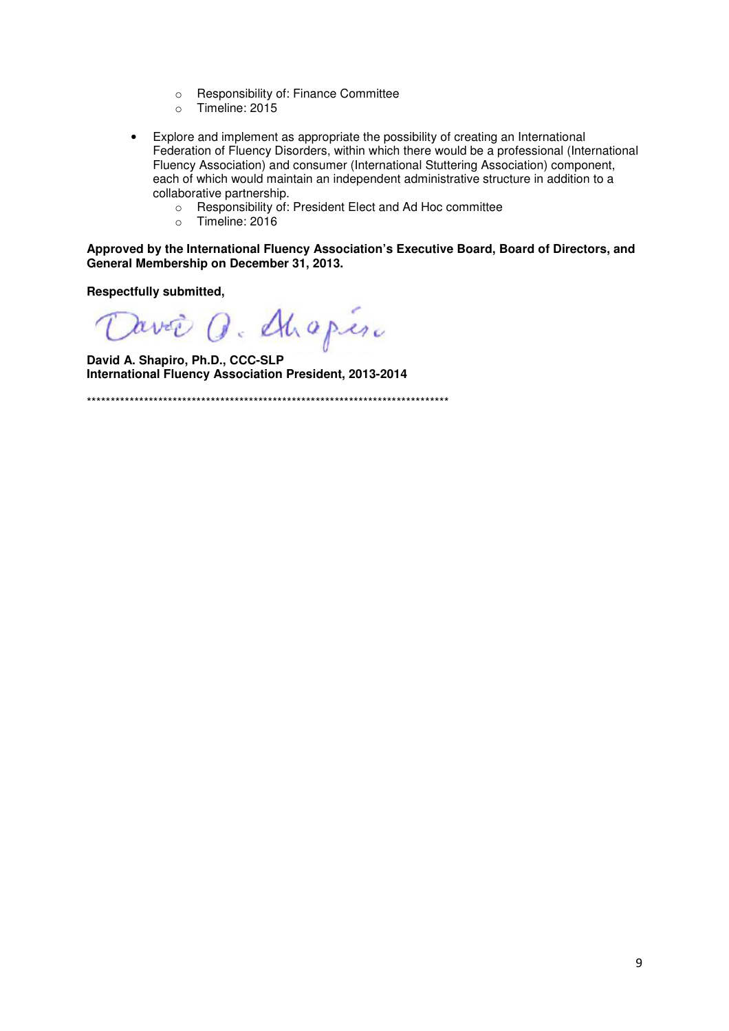- Responsibility of: Finance Committee
    - Timeline: 2015

- Explore and implement as appropriate the possibility of creating an International Federation of Fluency Disorders, within which there would be a professional (International Fluency Association) and consumer (International Stuttering Association) component, each of which would maintain an independent administrative structure in addition to a collaborative partnership.
    - Responsibility of: President Elect and Ad Hoc committee
    - Timeline: 2016

**Approved by the International Fluency Association's Executive Board, Board of Directors, and General Membership on December 31, 2013.**

**Respectfully submitted,**

David A. Shapiro

**David A. Shapiro, Ph.D., CCC-SLP**
**International Fluency Association President, 2013-2014**

******************************************************************************